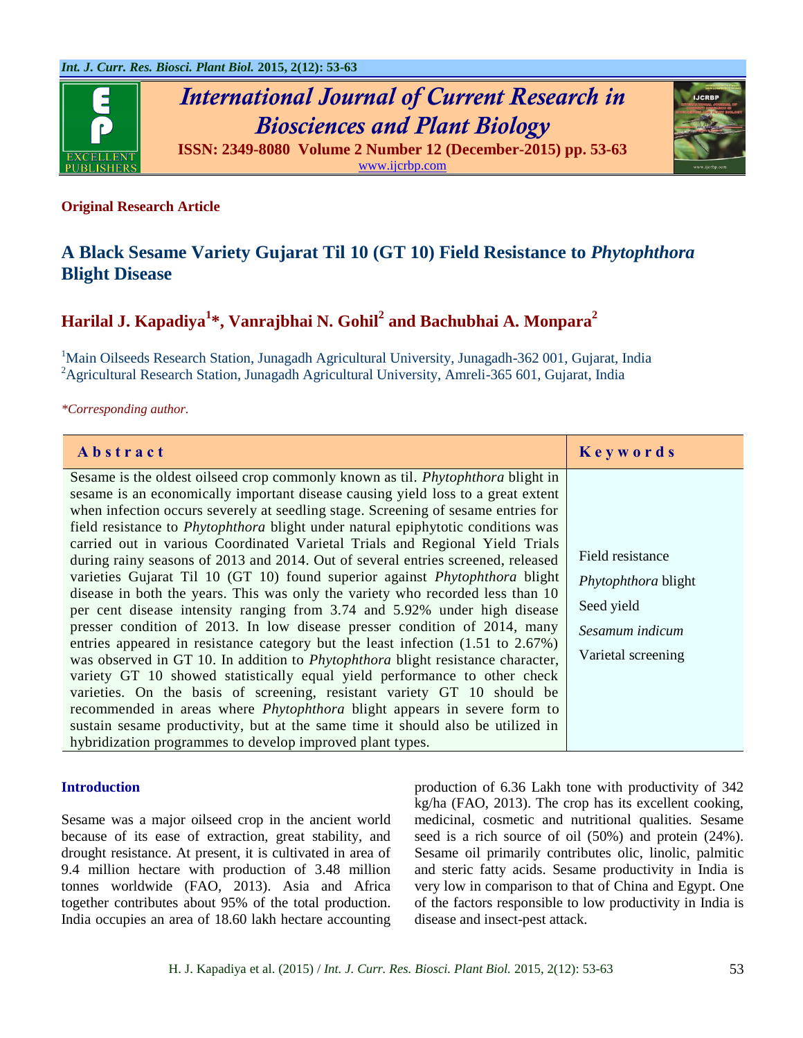**Original Research Article**

# A Black Sesame Variety Gujarat Til 10 (GT 10) Field Resistance to *Phytophthora* Blight Disease

## Harilal J. Kapadiya[1]*, Vanrajbhai N. Gohil[2] and Bachubhai A. Monpara[2]

[1]Main Oilseeds Research Station, Junagadh Agricultural University, Junagadh-362 001, Gujarat, India
[2]Agricultural Research Station, Junagadh Agricultural University, Amreli-365 601, Gujarat, India

*\*Corresponding author.*

| Abstract | Keywords |
|---|---|
| Sesame is the oldest oilseed crop commonly known as til. *Phytophthora* blight in sesame is an economically important disease causing yield loss to a great extent when infection occurs severely at seedling stage. Screening of sesame entries for field resistance to *Phytophthora* blight under natural epiphytotic conditions was carried out in various Coordinated Varietal Trials and Regional Yield Trials during rainy seasons of 2013 and 2014. Out of several entries screened, released varieties Gujarat Til 10 (GT 10) found superior against *Phytophthora* blight disease in both the years. This was only the variety who recorded less than 10 per cent disease intensity ranging from 3.74 and 5.92% under high disease presser condition of 2013. In low disease presser condition of 2014, many entries appeared in resistance category but the least infection (1.51 to 2.67%) was observed in GT 10. In addition to *Phytophthora* blight resistance character, variety GT 10 showed statistically equal yield performance to other check varieties. On the basis of screening, resistant variety GT 10 should be recommended in areas where *Phytophthora* blight appears in severe form to sustain sesame productivity, but at the same time it should also be utilized in hybridization programmes to develop improved plant types. | Field resistance<br>*Phytophthora* blight<br>Seed yield<br>*Sesamum indicum*<br>Varietal screening |

## Introduction

Sesame was a major oilseed crop in the ancient world because of its ease of extraction, great stability, and drought resistance. At present, it is cultivated in area of 9.4 million hectare with production of 3.48 million tonnes worldwide (FAO, 2013). Asia and Africa together contributes about 95% of the total production. India occupies an area of 18.60 lakh hectare accounting production of 6.36 Lakh tone with productivity of 342 kg/ha (FAO, 2013). The crop has its excellent cooking, medicinal, cosmetic and nutritional qualities. Sesame seed is a rich source of oil (50%) and protein (24%). Sesame oil primarily contributes olic, linolic, palmitic and steric fatty acids. Sesame productivity in India is very low in comparison to that of China and Egypt. One of the factors responsible to low productivity in India is disease and insect-pest attack.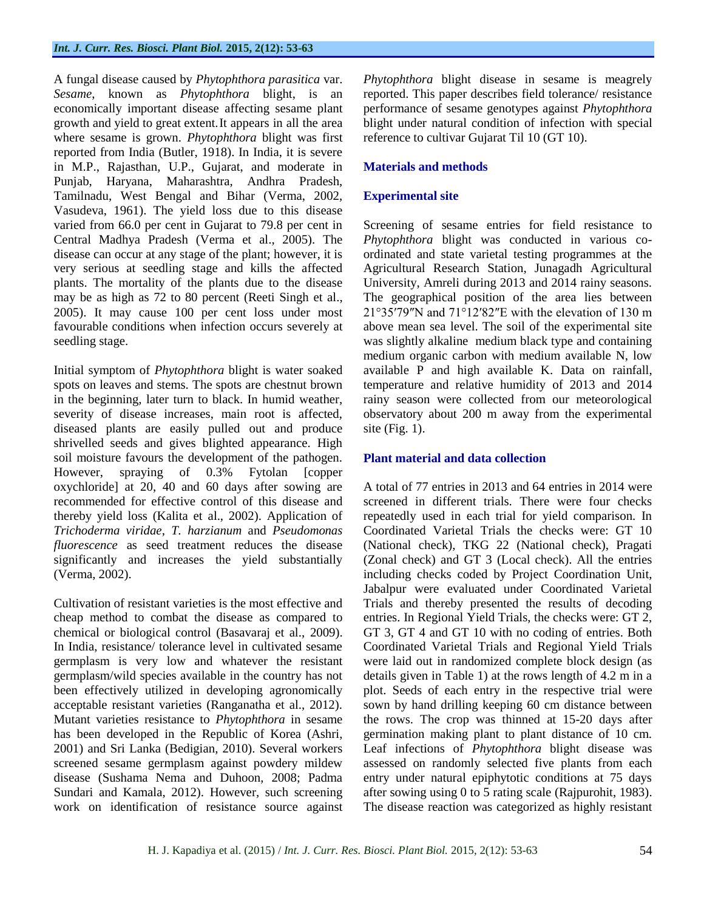A fungal disease caused by *Phytophthora parasitica* var. *Sesame*, known as *Phytophthora* blight, is an economically important disease affecting sesame plant growth and yield to great extent.It appears in all the area where sesame is grown. *Phytophthora* blight was first reported from India (Butler, 1918). In India, it is severe in M.P., Rajasthan, U.P., Gujarat, and moderate in Punjab, Haryana, Maharashtra, Andhra Pradesh, Tamilnadu, West Bengal and Bihar (Verma, 2002, Vasudeva, 1961). The yield loss due to this disease varied from 66.0 per cent in Gujarat to 79.8 per cent in Central Madhya Pradesh (Verma et al., 2005). The disease can occur at any stage of the plant; however, it is very serious at seedling stage and kills the affected plants. The mortality of the plants due to the disease may be as high as 72 to 80 percent (Reeti Singh et al., 2005). It may cause 100 per cent loss under most favourable conditions when infection occurs severely at seedling stage.

Initial symptom of *Phytophthora* blight is water soaked spots on leaves and stems. The spots are chestnut brown in the beginning, later turn to black. In humid weather, severity of disease increases, main root is affected, diseased plants are easily pulled out and produce shrivelled seeds and gives blighted appearance. High soil moisture favours the development of the pathogen. However, spraying of 0.3% Fytolan [copper oxychloride] at 20, 40 and 60 days after sowing are recommended for effective control of this disease and thereby yield loss (Kalita et al., 2002). Application of *Trichoderma viridae*, *T. harzianum* and *Pseudomonas fluorescence* as seed treatment reduces the disease significantly and increases the yield substantially (Verma, 2002).

Cultivation of resistant varieties is the most effective and cheap method to combat the disease as compared to chemical or biological control (Basavaraj et al., 2009). In India, resistance/ tolerance level in cultivated sesame germplasm is very low and whatever the resistant germplasm/wild species available in the country has not been effectively utilized in developing agronomically acceptable resistant varieties (Ranganatha et al., 2012). Mutant varieties resistance to *Phytophthora* in sesame has been developed in the Republic of Korea (Ashri, 2001) and Sri Lanka (Bedigian, 2010). Several workers screened sesame germplasm against powdery mildew disease (Sushama Nema and Duhoon, 2008; Padma Sundari and Kamala, 2012). However, such screening work on identification of resistance source against *Phytophthora* blight disease in sesame is meagrely reported. This paper describes field tolerance/ resistance performance of sesame genotypes against *Phytophthora* blight under natural condition of infection with special reference to cultivar Gujarat Til 10 (GT 10).

## Materials and methods

### Experimental site

Screening of sesame entries for field resistance to *Phytophthora* blight was conducted in various co-ordinated and state varietal testing programmes at the Agricultural Research Station, Junagadh Agricultural University, Amreli during 2013 and 2014 rainy seasons. The geographical position of the area lies between 21°35′79″N and 71°12′82″E with the elevation of 130 m above mean sea level. The soil of the experimental site was slightly alkaline medium black type and containing medium organic carbon with medium available N, low available P and high available K. Data on rainfall, temperature and relative humidity of 2013 and 2014 rainy season were collected from our meteorological observatory about 200 m away from the experimental site (Fig. 1).

### Plant material and data collection

A total of 77 entries in 2013 and 64 entries in 2014 were screened in different trials. There were four checks repeatedly used in each trial for yield comparison. In Coordinated Varietal Trials the checks were: GT 10 (National check), TKG 22 (National check), Pragati (Zonal check) and GT 3 (Local check). All the entries including checks coded by Project Coordination Unit, Jabalpur were evaluated under Coordinated Varietal Trials and thereby presented the results of decoding entries. In Regional Yield Trials, the checks were: GT 2, GT 3, GT 4 and GT 10 with no coding of entries. Both Coordinated Varietal Trials and Regional Yield Trials were laid out in randomized complete block design (as details given in Table 1) at the rows length of 4.2 m in a plot. Seeds of each entry in the respective trial were sown by hand drilling keeping 60 cm distance between the rows. The crop was thinned at 15-20 days after germination making plant to plant distance of 10 cm. Leaf infections of *Phytophthora* blight disease was assessed on randomly selected five plants from each entry under natural epiphytotic conditions at 75 days after sowing using 0 to 5 rating scale (Rajpurohit, 1983). The disease reaction was categorized as highly resistant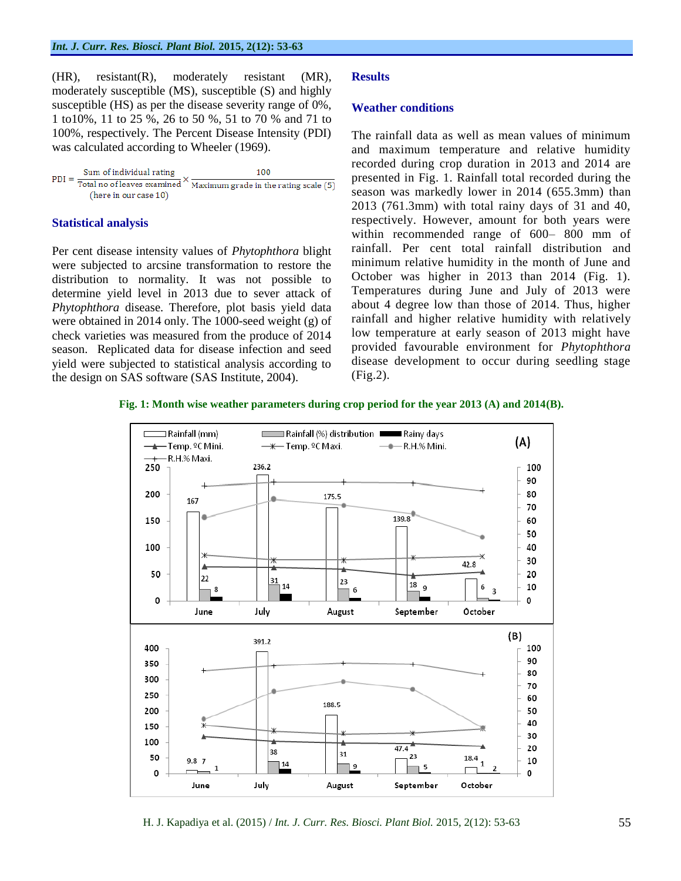(HR), resistant(R), moderately resistant (MR), moderately susceptible (MS), susceptible (S) and highly susceptible (HS) as per the disease severity range of 0%, 1 to10%, 11 to 25 %, 26 to 50 %, 51 to 70 % and 71 to 100%, respectively. The Percent Disease Intensity (PDI) was calculated according to Wheeler (1969).

$$\text{PDI} = \frac{\text{Sum of individual rating}}{\text{Total no of leaves examined}} \times \frac{100}{\text{Maximum grade in the rating scale (5)}}$$

(here in our case 10)

### Statistical analysis

Per cent disease intensity values of *Phytophthora* blight were subjected to arcsine transformation to restore the distribution to normality. It was not possible to determine yield level in 2013 due to sever attack of *Phytophthora* disease. Therefore, plot basis yield data were obtained in 2014 only. The 1000-seed weight (g) of check varieties was measured from the produce of 2014 season. Replicated data for disease infection and seed yield were subjected to statistical analysis according to the design on SAS software (SAS Institute, 2004).

## Results

### Weather conditions

The rainfall data as well as mean values of minimum and maximum temperature and relative humidity recorded during crop duration in 2013 and 2014 are presented in Fig. 1. Rainfall total recorded during the season was markedly lower in 2014 (655.3mm) than 2013 (761.3mm) with total rainy days of 31 and 40, respectively. However, amount for both years were within recommended range of 600– 800 mm of rainfall. Per cent total rainfall distribution and minimum relative humidity in the month of June and October was higher in 2013 than 2014 (Fig. 1). Temperatures during June and July of 2013 were about 4 degree low than those of 2014. Thus, higher rainfall and higher relative humidity with relatively low temperature at early season of 2013 might have provided favourable environment for *Phytophthora* disease development to occur during seedling stage (Fig.2).

**Fig. 1: Month wise weather parameters during crop period for the year 2013 (A) and 2014(B).**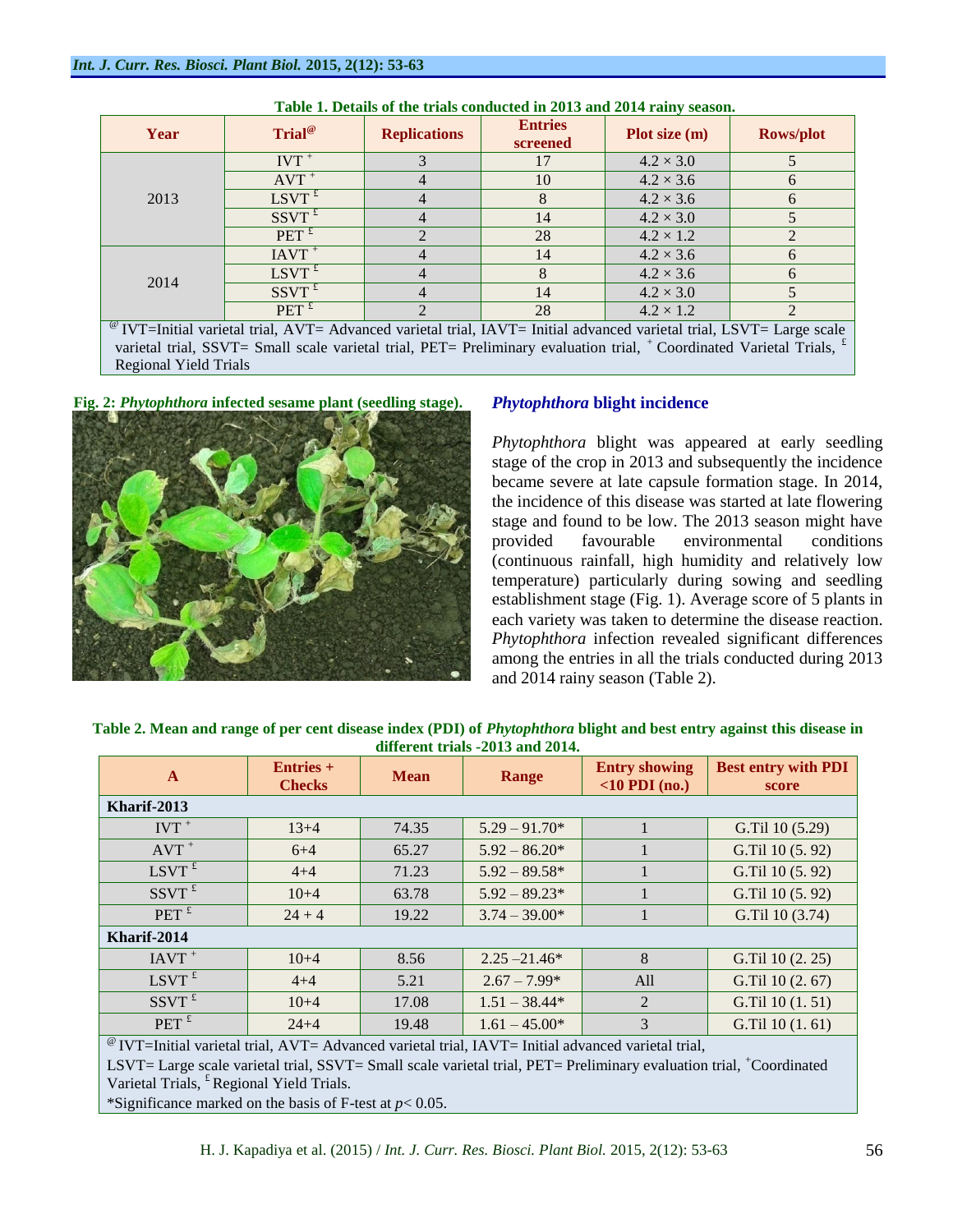**Table 1. Details of the trials conducted in 2013 and 2014 rainy season.**

| Year | Trial[@] | Replications | Entries screened | Plot size (m) | Rows/plot |
|---|---|---|---|---|---|
| 2013 | IVT [+] | 3 | 17 | 4.2 × 3.0 | 5 |
| | AVT [+] | 4 | 10 | 4.2 × 3.6 | 6 |
| | LSVT [£] | 4 | 8 | 4.2 × 3.6 | 6 |
| | SSVT [£] | 4 | 14 | 4.2 × 3.0 | 5 |
| | PET [£] | 2 | 28 | 4.2 × 1.2 | 2 |
| 2014 | IAVT [+] | 4 | 14 | 4.2 × 3.6 | 6 |
| | LSVT [£] | 4 | 8 | 4.2 × 3.6 | 6 |
| | SSVT [£] | 4 | 14 | 4.2 × 3.0 | 5 |
| | PET [£] | 2 | 28 | 4.2 × 1.2 | 2 |

[@] IVT=Initial varietal trial, AVT= Advanced varietal trial, IAVT= Initial advanced varietal trial, LSVT= Large scale varietal trial, SSVT= Small scale varietal trial, PET= Preliminary evaluation trial, [+] Coordinated Varietal Trials, [£] Regional Yield Trials

**Fig. 2:** ***Phytophthora*** **infected sesame plant (seedling stage).**

### *Phytophthora* blight incidence

*Phytophthora* blight was appeared at early seedling stage of the crop in 2013 and subsequently the incidence became severe at late capsule formation stage. In 2014, the incidence of this disease was started at late flowering stage and found to be low. The 2013 season might have provided favourable environmental conditions (continuous rainfall, high humidity and relatively low temperature) particularly during sowing and seedling establishment stage (Fig. 1). Average score of 5 plants in each variety was taken to determine the disease reaction. *Phytophthora* infection revealed significant differences among the entries in all the trials conducted during 2013 and 2014 rainy season (Table 2).

**Table 2. Mean and range of per cent disease index (PDI) of** ***Phytophthora*** **blight and best entry against this disease in different trials -2013 and 2014.**

| A | Entries + Checks | Mean | Range | Entry showing <10 PDI (no.) | Best entry with PDI score |
|---|---|---|---|---|---|
| **Kharif-2013** | | | | | |
| IVT [+] | 13+4 | 74.35 | 5.29 – 91.70* | 1 | G.Til 10 (5.29) |
| AVT [+] | 6+4 | 65.27 | 5.92 – 86.20* | 1 | G.Til 10 (5. 92) |
| LSVT [£] | 4+4 | 71.23 | 5.92 – 89.58* | 1 | G.Til 10 (5. 92) |
| SSVT [£] | 10+4 | 63.78 | 5.92 – 89.23* | 1 | G.Til 10 (5. 92) |
| PET [£] | 24 + 4 | 19.22 | 3.74 – 39.00* | 1 | G.Til 10 (3.74) |
| **Kharif-2014** | | | | | |
| IAVT [+] | 10+4 | 8.56 | 2.25 –21.46* | 8 | G.Til 10 (2. 25) |
| LSVT [£] | 4+4 | 5.21 | 2.67 – 7.99* | All | G.Til 10 (2. 67) |
| SSVT [£] | 10+4 | 17.08 | 1.51 – 38.44* | 2 | G.Til 10 (1. 51) |
| PET [£] | 24+4 | 19.48 | 1.61 – 45.00* | 3 | G.Til 10 (1. 61) |

[@] IVT=Initial varietal trial, AVT= Advanced varietal trial, IAVT= Initial advanced varietal trial,
LSVT= Large scale varietal trial, SSVT= Small scale varietal trial, PET= Preliminary evaluation trial, [+]Coordinated Varietal Trials, [£] Regional Yield Trials.
*Significance marked on the basis of F-test at $p < 0.05$.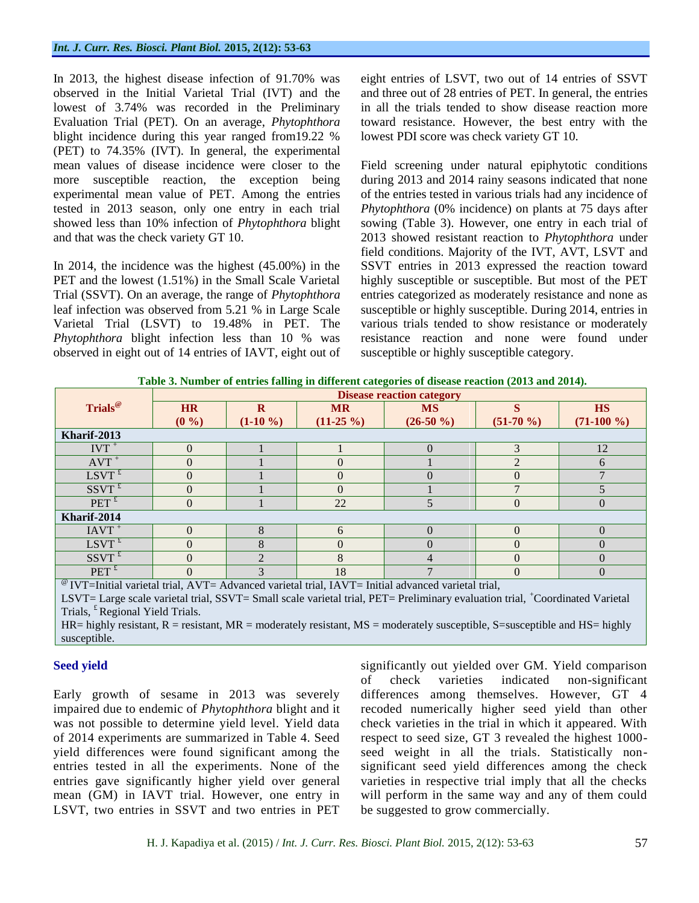In 2013, the highest disease infection of 91.70% was observed in the Initial Varietal Trial (IVT) and the lowest of 3.74% was recorded in the Preliminary Evaluation Trial (PET). On an average, *Phytophthora* blight incidence during this year ranged from19.22 % (PET) to 74.35% (IVT). In general, the experimental mean values of disease incidence were closer to the more susceptible reaction, the exception being experimental mean value of PET. Among the entries tested in 2013 season, only one entry in each trial showed less than 10% infection of *Phytophthora* blight and that was the check variety GT 10.

In 2014, the incidence was the highest (45.00%) in the PET and the lowest (1.51%) in the Small Scale Varietal Trial (SSVT). On an average, the range of *Phytophthora* leaf infection was observed from 5.21 % in Large Scale Varietal Trial (LSVT) to 19.48% in PET. The *Phytophthora* blight infection less than 10 % was observed in eight out of 14 entries of IAVT, eight out of eight entries of LSVT, two out of 14 entries of SSVT and three out of 28 entries of PET. In general, the entries in all the trials tended to show disease reaction more toward resistance. However, the best entry with the lowest PDI score was check variety GT 10.

Field screening under natural epiphytotic conditions during 2013 and 2014 rainy seasons indicated that none of the entries tested in various trials had any incidence of *Phytophthora* (0% incidence) on plants at 75 days after sowing (Table 3). However, one entry in each trial of 2013 showed resistant reaction to *Phytophthora* under field conditions. Majority of the IVT, AVT, LSVT and SSVT entries in 2013 expressed the reaction toward highly susceptible or susceptible. But most of the PET entries categorized as moderately resistance and none as susceptible or highly susceptible. During 2014, entries in various trials tended to show resistance or moderately resistance reaction and none were found under susceptible or highly susceptible category.

**Table 3. Number of entries falling in different categories of disease reaction (2013 and 2014).**

| Trials[@] | Disease reaction category | | | | | |
|---|---|---|---|---|---|---|
| | HR (0 %) | R (1-10 %) | MR (11-25 %) | MS (26-50 %) | S (51-70 %) | HS (71-100 %) |
| **Kharif-2013** | | | | | | |
| IVT [+] | 0 | 1 | 1 | 0 | 3 | 12 |
| AVT [+] | 0 | 1 | 0 | 1 | 2 | 6 |
| LSVT [£] | 0 | 1 | 0 | 0 | 0 | 7 |
| SSVT [£] | 0 | 1 | 0 | 1 | 7 | 5 |
| PET [£] | 0 | 1 | 22 | 5 | 0 | 0 |
| **Kharif-2014** | | | | | | |
| IAVT [+] | 0 | 8 | 6 | 0 | 0 | 0 |
| LSVT [£] | 0 | 8 | 0 | 0 | 0 | 0 |
| SSVT [£] | 0 | 2 | 8 | 4 | 0 | 0 |
| PET [£] | 0 | 3 | 18 | 7 | 0 | 0 |

[@] IVT=Initial varietal trial, AVT= Advanced varietal trial, IAVT= Initial advanced varietal trial, LSVT= Large scale varietal trial, SSVT= Small scale varietal trial, PET= Preliminary evaluation trial, [+]Coordinated Varietal Trials, [£] Regional Yield Trials.

HR= highly resistant, R = resistant, MR = moderately resistant, MS = moderately susceptible, S=susceptible and HS= highly susceptible.

## Seed yield

Early growth of sesame in 2013 was severely impaired due to endemic of *Phytophthora* blight and it was not possible to determine yield level. Yield data of 2014 experiments are summarized in Table 4. Seed yield differences were found significant among the entries tested in all the experiments. None of the entries gave significantly higher yield over general mean (GM) in IAVT trial. However, one entry in LSVT, two entries in SSVT and two entries in PET significantly out yielded over GM. Yield comparison of check varieties indicated non-significant differences among themselves. However, GT 4 recoded numerically higher seed yield than other check varieties in the trial in which it appeared. With respect to seed size, GT 3 revealed the highest 1000-seed weight in all the trials. Statistically non-significant seed yield differences among the check varieties in respective trial imply that all the checks will perform in the same way and any of them could be suggested to grow commercially.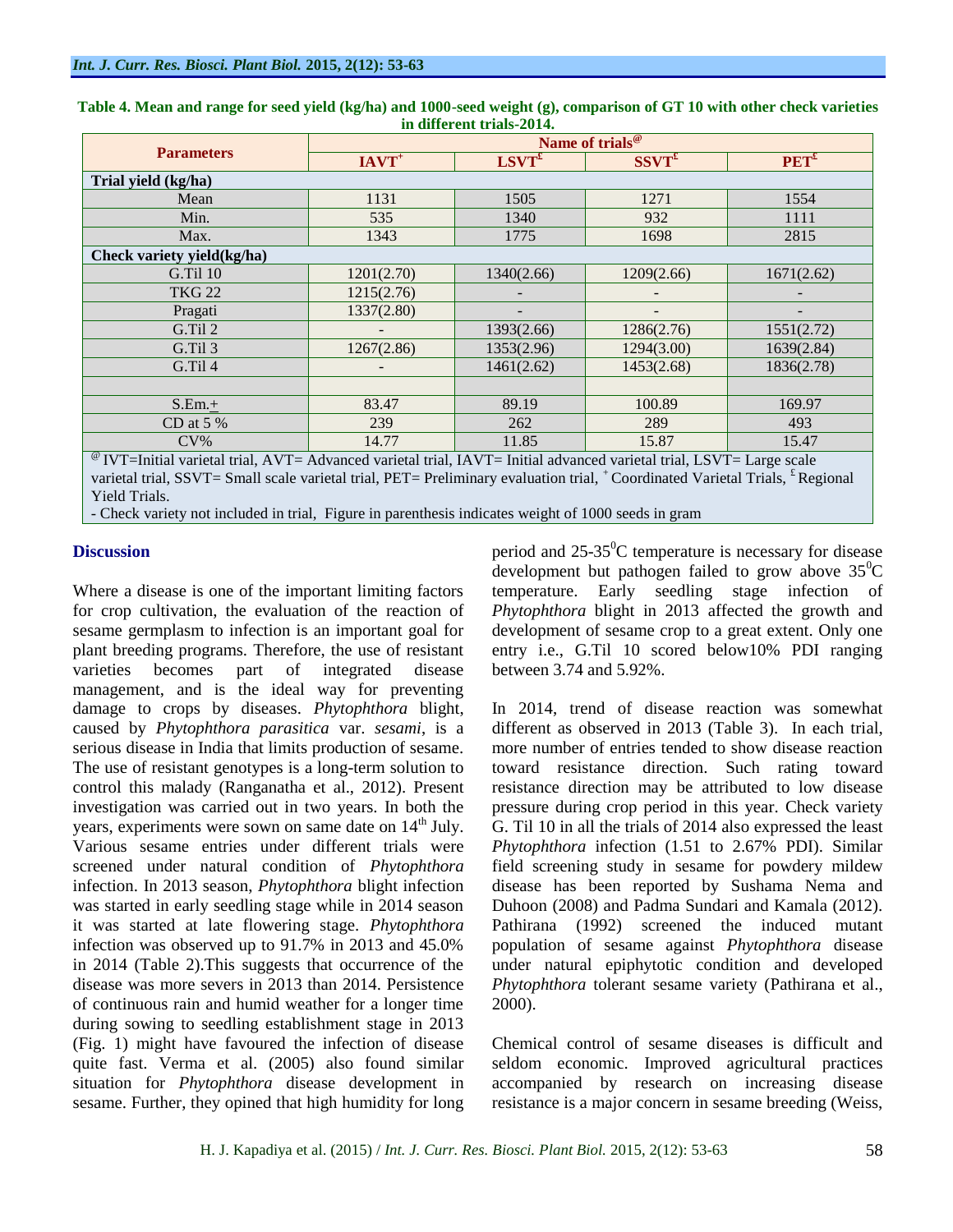**Table 4. Mean and range for seed yield (kg/ha) and 1000-seed weight (g), comparison of GT 10 with other check varieties in different trials-2014.**

| Parameters | Name of trials[@] | | | |
|---|---|---|---|---|
| | IAVT[+] | LSVT[£] | SSVT[£] | PET[£] |
| **Trial yield (kg/ha)** | | | | |
| Mean | 1131 | 1505 | 1271 | 1554 |
| Min. | 535 | 1340 | 932 | 1111 |
| Max. | 1343 | 1775 | 1698 | 2815 |
| **Check variety yield(kg/ha)** | | | | |
| G.Til 10 | 1201(2.70) | 1340(2.66) | 1209(2.66) | 1671(2.62) |
| TKG 22 | 1215(2.76) | - | - | - |
| Pragati | 1337(2.80) | - | - | - |
| G.Til 2 | - | 1393(2.66) | 1286(2.76) | 1551(2.72) |
| G.Til 3 | 1267(2.86) | 1353(2.96) | 1294(3.00) | 1639(2.84) |
| G.Til 4 | - | 1461(2.62) | 1453(2.68) | 1836(2.78) |
| | | | | |
| S.Em.± | 83.47 | 89.19 | 100.89 | 169.97 |
| CD at 5 % | 239 | 262 | 289 | 493 |
| CV% | 14.77 | 11.85 | 15.87 | 15.47 |

[@] IVT=Initial varietal trial, AVT= Advanced varietal trial, IAVT= Initial advanced varietal trial, LSVT= Large scale varietal trial, SSVT= Small scale varietal trial, PET= Preliminary evaluation trial, [+] Coordinated Varietal Trials, [£] Regional Yield Trials.

- Check variety not included in trial, Figure in parenthesis indicates weight of 1000 seeds in gram

## Discussion

Where a disease is one of the important limiting factors for crop cultivation, the evaluation of the reaction of sesame germplasm to infection is an important goal for plant breeding programs. Therefore, the use of resistant varieties becomes part of integrated disease management, and is the ideal way for preventing damage to crops by diseases. *Phytophthora* blight, caused by *Phytophthora parasitica* var. *sesami*, is a serious disease in India that limits production of sesame. The use of resistant genotypes is a long-term solution to control this malady (Ranganatha et al., 2012). Present investigation was carried out in two years. In both the years, experiments were sown on same date on 14th July. Various sesame entries under different trials were screened under natural condition of *Phytophthora* infection. In 2013 season, *Phytophthora* blight infection was started in early seedling stage while in 2014 season it was started at late flowering stage. *Phytophthora* infection was observed up to 91.7% in 2013 and 45.0% in 2014 (Table 2).This suggests that occurrence of the disease was more severs in 2013 than 2014. Persistence of continuous rain and humid weather for a longer time during sowing to seedling establishment stage in 2013 (Fig. 1) might have favoured the infection of disease quite fast. Verma et al. (2005) also found similar situation for *Phytophthora* disease development in sesame. Further, they opined that high humidity for long period and 25-35$^0$C temperature is necessary for disease development but pathogen failed to grow above 35$^0$C temperature. Early seedling stage infection of *Phytophthora* blight in 2013 affected the growth and development of sesame crop to a great extent. Only one entry i.e., G.Til 10 scored below10% PDI ranging between 3.74 and 5.92%.

In 2014, trend of disease reaction was somewhat different as observed in 2013 (Table 3). In each trial, more number of entries tended to show disease reaction toward resistance direction. Such rating toward resistance direction may be attributed to low disease pressure during crop period in this year. Check variety G. Til 10 in all the trials of 2014 also expressed the least *Phytophthora* infection (1.51 to 2.67% PDI). Similar field screening study in sesame for powdery mildew disease has been reported by Sushama Nema and Duhoon (2008) and Padma Sundari and Kamala (2012). Pathirana (1992) screened the induced mutant population of sesame against *Phytophthora* disease under natural epiphytotic condition and developed *Phytophthora* tolerant sesame variety (Pathirana et al., 2000).

Chemical control of sesame diseases is difficult and seldom economic. Improved agricultural practices accompanied by research on increasing disease resistance is a major concern in sesame breeding (Weiss,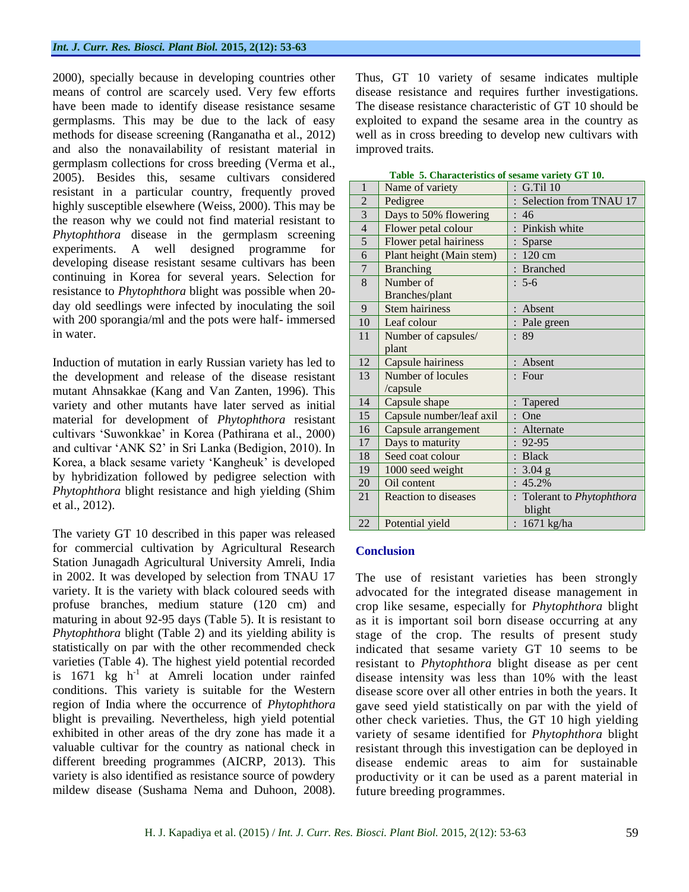2000), specially because in developing countries other means of control are scarcely used. Very few efforts have been made to identify disease resistance sesame germplasms. This may be due to the lack of easy methods for disease screening (Ranganatha et al., 2012) and also the nonavailability of resistant material in germplasm collections for cross breeding (Verma et al., 2005). Besides this, sesame cultivars considered resistant in a particular country, frequently proved highly susceptible elsewhere (Weiss, 2000). This may be the reason why we could not find material resistant to *Phytophthora* disease in the germplasm screening experiments. A well designed programme for developing disease resistant sesame cultivars has been continuing in Korea for several years. Selection for resistance to *Phytophthora* blight was possible when 20-day old seedlings were infected by inoculating the soil with 200 sporangia/ml and the pots were half- immersed in water.

Induction of mutation in early Russian variety has led to the development and release of the disease resistant mutant Ahnsakkae (Kang and Van Zanten, 1996). This variety and other mutants have later served as initial material for development of *Phytophthora* resistant cultivars 'Suwonkkae' in Korea (Pathirana et al., 2000) and cultivar 'ANK S2' in Sri Lanka (Bedigion, 2010). In Korea, a black sesame variety 'Kangheuk' is developed by hybridization followed by pedigree selection with *Phytophthora* blight resistance and high yielding (Shim et al., 2012).

The variety GT 10 described in this paper was released for commercial cultivation by Agricultural Research Station Junagadh Agricultural University Amreli, India in 2002. It was developed by selection from TNAU 17 variety. It is the variety with black coloured seeds with profuse branches, medium stature (120 cm) and maturing in about 92-95 days (Table 5). It is resistant to *Phytophthora* blight (Table 2) and its yielding ability is statistically on par with the other recommended check varieties (Table 4). The highest yield potential recorded is 1671 kg h$^{-1}$ at Amreli location under rainfed conditions. This variety is suitable for the Western region of India where the occurrence of *Phytophthora* blight is prevailing. Nevertheless, high yield potential exhibited in other areas of the dry zone has made it a valuable cultivar for the country as national check in different breeding programmes (AICRP, 2013). This variety is also identified as resistance source of powdery mildew disease (Sushama Nema and Duhoon, 2008). Thus, GT 10 variety of sesame indicates multiple disease resistance and requires further investigations. The disease resistance characteristic of GT 10 should be exploited to expand the sesame area in the country as well as in cross breeding to develop new cultivars with improved traits.

**Table 5. Characteristics of sesame variety GT 10.**

| | | |
|---|---|---|
| 1 | Name of variety | : G.Til 10 |
| 2 | Pedigree | : Selection from TNAU 17 |
| 3 | Days to 50% flowering | : 46 |
| 4 | Flower petal colour | : Pinkish white |
| 5 | Flower petal hairiness | : Sparse |
| 6 | Plant height (Main stem) | : 120 cm |
| 7 | Branching | : Branched |
| 8 | Number of Branches/plant | : 5-6 |
| 9 | Stem hairiness | : Absent |
| 10 | Leaf colour | : Pale green |
| 11 | Number of capsules/ plant | : 89 |
| 12 | Capsule hairiness | : Absent |
| 13 | Number of locules /capsule | : Four |
| 14 | Capsule shape | : Tapered |
| 15 | Capsule number/leaf axil | : One |
| 16 | Capsule arrangement | : Alternate |
| 17 | Days to maturity | : 92-95 |
| 18 | Seed coat colour | : Black |
| 19 | 1000 seed weight | : 3.04 g |
| 20 | Oil content | : 45.2% |
| 21 | Reaction to diseases | : Tolerant to *Phytophthora* blight |
| 22 | Potential yield | : 1671 kg/ha |

## Conclusion

The use of resistant varieties has been strongly advocated for the integrated disease management in crop like sesame, especially for *Phytophthora* blight as it is important soil born disease occurring at any stage of the crop. The results of present study indicated that sesame variety GT 10 seems to be resistant to *Phytophthora* blight disease as per cent disease intensity was less than 10% with the least disease score over all other entries in both the years. It gave seed yield statistically on par with the yield of other check varieties. Thus, the GT 10 high yielding variety of sesame identified for *Phytophthora* blight resistant through this investigation can be deployed in disease endemic areas to aim for sustainable productivity or it can be used as a parent material in future breeding programmes.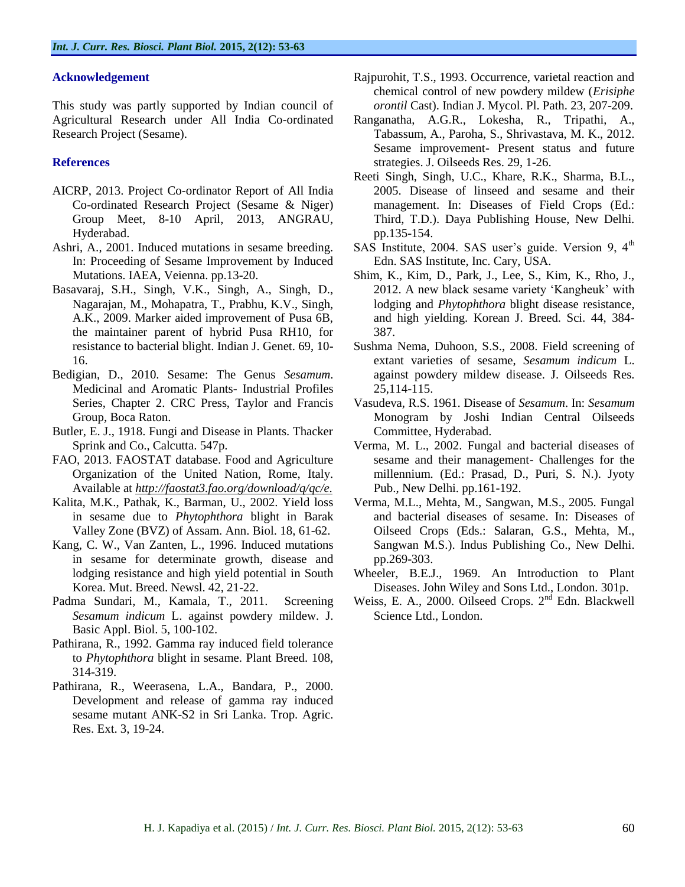## Acknowledgement

This study was partly supported by Indian council of Agricultural Research under All India Co-ordinated Research Project (Sesame).

## References

AICRP, 2013. Project Co-ordinator Report of All India Co-ordinated Research Project (Sesame & Niger) Group Meet, 8-10 April, 2013, ANGRAU, Hyderabad.

Ashri, A., 2001. Induced mutations in sesame breeding. In: Proceeding of Sesame Improvement by Induced Mutations. IAEA, Veienna. pp.13-20.

Basavaraj, S.H., Singh, V.K., Singh, A., Singh, D., Nagarajan, M., Mohapatra, T., Prabhu, K.V., Singh, A.K., 2009. Marker aided improvement of Pusa 6B, the maintainer parent of hybrid Pusa RH10, for resistance to bacterial blight. Indian J. Genet. 69, 10-16.

Bedigian, D., 2010. Sesame: The Genus *Sesamum*. Medicinal and Aromatic Plants- Industrial Profiles Series, Chapter 2. CRC Press, Taylor and Francis Group, Boca Raton.

Butler, E. J., 1918. Fungi and Disease in Plants. Thacker Sprink and Co., Calcutta. 547p.

FAO, 2013. FAOSTAT database. Food and Agriculture Organization of the United Nation, Rome, Italy. Available at *http://faostat3.fao.org/download/q/qc/e.*

Kalita, M.K., Pathak, K., Barman, U., 2002. Yield loss in sesame due to *Phytophthora* blight in Barak Valley Zone (BVZ) of Assam. Ann. Biol. 18, 61-62.

Kang, C. W., Van Zanten, L., 1996. Induced mutations in sesame for determinate growth, disease and lodging resistance and high yield potential in South Korea. Mut. Breed. Newsl. 42, 21-22.

Padma Sundari, M., Kamala, T., 2011. Screening *Sesamum indicum* L. against powdery mildew. J. Basic Appl. Biol. 5, 100-102.

Pathirana, R., 1992. Gamma ray induced field tolerance to *Phytophthora* blight in sesame. Plant Breed. 108, 314-319.

Pathirana, R., Weerasena, L.A., Bandara, P., 2000. Development and release of gamma ray induced sesame mutant ANK-S2 in Sri Lanka. Trop. Agric. Res. Ext. 3, 19-24.

Rajpurohit, T.S., 1993. Occurrence, varietal reaction and chemical control of new powdery mildew (*Erisiphe orontil* Cast). Indian J. Mycol. Pl. Path. 23, 207-209.

Ranganatha, A.G.R., Lokesha, R., Tripathi, A., Tabassum, A., Paroha, S., Shrivastava, M. K., 2012. Sesame improvement- Present status and future strategies. J. Oilseeds Res. 29, 1-26.

Reeti Singh, Singh, U.C., Khare, R.K., Sharma, B.L., 2005. Disease of linseed and sesame and their management. In: Diseases of Field Crops (Ed.: Third, T.D.). Daya Publishing House, New Delhi. pp.135-154.

SAS Institute, 2004. SAS user's guide. Version 9, 4th Edn. SAS Institute, Inc. Cary, USA.

Shim, K., Kim, D., Park, J., Lee, S., Kim, K., Rho, J., 2012. A new black sesame variety 'Kangheuk' with lodging and *Phytophthora* blight disease resistance, and high yielding. Korean J. Breed. Sci. 44, 384-387.

Sushma Nema, Duhoon, S.S., 2008. Field screening of extant varieties of sesame, *Sesamum indicum* L. against powdery mildew disease. J. Oilseeds Res. 25,114-115.

Vasudeva, R.S. 1961. Disease of *Sesamum*. In: *Sesamum* Monogram by Joshi Indian Central Oilseeds Committee, Hyderabad.

Verma, M. L., 2002. Fungal and bacterial diseases of sesame and their management- Challenges for the millennium. (Ed.: Prasad, D., Puri, S. N.). Jyoty Pub., New Delhi. pp.161-192.

Verma, M.L., Mehta, M., Sangwan, M.S., 2005. Fungal and bacterial diseases of sesame. In: Diseases of Oilseed Crops (Eds.: Salaran, G.S., Mehta, M., Sangwan M.S.). Indus Publishing Co., New Delhi. pp.269-303.

Wheeler, B.E.J., 1969. An Introduction to Plant Diseases. John Wiley and Sons Ltd., London. 301p.

Weiss, E. A., 2000. Oilseed Crops. 2nd Edn. Blackwell Science Ltd., London.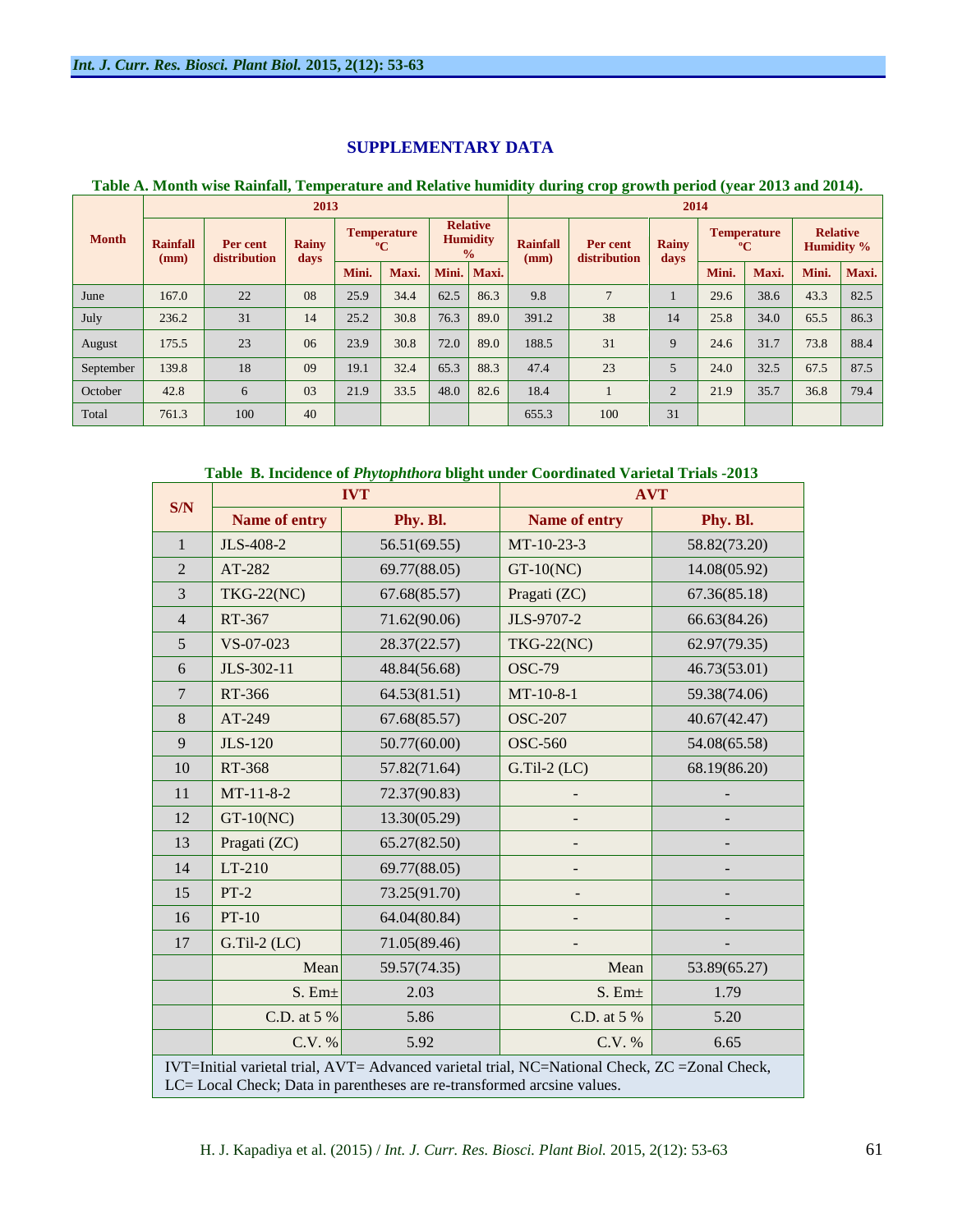## SUPPLEMENTARY DATA

**Table A. Month wise Rainfall, Temperature and Relative humidity during crop growth period (year 2013 and 2014).**

| Month | 2013 | | | | | | | 2014 | | | | | | |
|---|---|---|---|---|---|---|---|---|---|---|---|---|---|---|
| | Rainfall (mm) | Per cent distribution | Rainy days | Temperature °C | | Relative Humidity % | | Rainfall (mm) | Per cent distribution | Rainy days | Temperature °C | | Relative Humidity % | |
| | | | | Mini. | Maxi. | Mini. | Maxi. | | | | Mini. | Maxi. | Mini. | Maxi. |
| June | 167.0 | 22 | 08 | 25.9 | 34.4 | 62.5 | 86.3 | 9.8 | 7 | 1 | 29.6 | 38.6 | 43.3 | 82.5 |
| July | 236.2 | 31 | 14 | 25.2 | 30.8 | 76.3 | 89.0 | 391.2 | 38 | 14 | 25.8 | 34.0 | 65.5 | 86.3 |
| August | 175.5 | 23 | 06 | 23.9 | 30.8 | 72.0 | 89.0 | 188.5 | 31 | 9 | 24.6 | 31.7 | 73.8 | 88.4 |
| September | 139.8 | 18 | 09 | 19.1 | 32.4 | 65.3 | 88.3 | 47.4 | 23 | 5 | 24.0 | 32.5 | 67.5 | 87.5 |
| October | 42.8 | 6 | 03 | 21.9 | 33.5 | 48.0 | 82.6 | 18.4 | 1 | 2 | 21.9 | 35.7 | 36.8 | 79.4 |
| Total | 761.3 | 100 | 40 | | | | | 655.3 | 100 | 31 | | | | |

**Table B. Incidence of *Phytophthora* blight under Coordinated Varietal Trials -2013**

| S/N | IVT | | AVT | |
|---|---|---|---|---|
| | Name of entry | Phy. Bl. | Name of entry | Phy. Bl. |
| 1 | JLS-408-2 | 56.51(69.55) | MT-10-23-3 | 58.82(73.20) |
| 2 | AT-282 | 69.77(88.05) | GT-10(NC) | 14.08(05.92) |
| 3 | TKG-22(NC) | 67.68(85.57) | Pragati (ZC) | 67.36(85.18) |
| 4 | RT-367 | 71.62(90.06) | JLS-9707-2 | 66.63(84.26) |
| 5 | VS-07-023 | 28.37(22.57) | TKG-22(NC) | 62.97(79.35) |
| 6 | JLS-302-11 | 48.84(56.68) | OSC-79 | 46.73(53.01) |
| 7 | RT-366 | 64.53(81.51) | MT-10-8-1 | 59.38(74.06) |
| 8 | AT-249 | 67.68(85.57) | OSC-207 | 40.67(42.47) |
| 9 | JLS-120 | 50.77(60.00) | OSC-560 | 54.08(65.58) |
| 10 | RT-368 | 57.82(71.64) | G.Til-2 (LC) | 68.19(86.20) |
| 11 | MT-11-8-2 | 72.37(90.83) | - | - |
| 12 | GT-10(NC) | 13.30(05.29) | - | - |
| 13 | Pragati (ZC) | 65.27(82.50) | - | - |
| 14 | LT-210 | 69.77(88.05) | - | - |
| 15 | PT-2 | 73.25(91.70) | - | - |
| 16 | PT-10 | 64.04(80.84) | - | - |
| 17 | G.Til-2 (LC) | 71.05(89.46) | - | - |
| | Mean | 59.57(74.35) | Mean | 53.89(65.27) |
| | S. Em± | 2.03 | S. Em± | 1.79 |
| | C.D. at 5 % | 5.86 | C.D. at 5 % | 5.20 |
| | C.V. % | 5.92 | C.V. % | 6.65 |

IVT=Initial varietal trial, AVT= Advanced varietal trial, NC=National Check, ZC =Zonal Check, LC= Local Check; Data in parentheses are re-transformed arcsine values.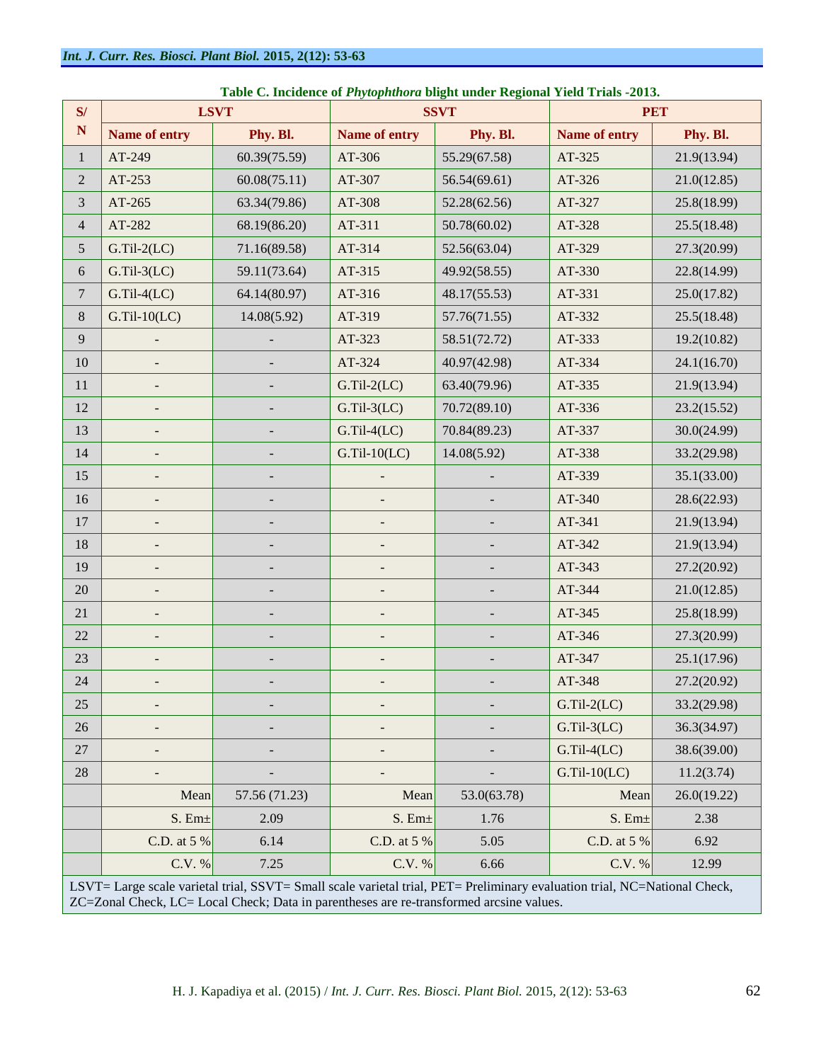**Table C. Incidence of *Phytophthora* blight under Regional Yield Trials -2013.**

| S/N | LSVT | | SSVT | | PET | |
|---|---|---|---|---|---|---|
| | Name of entry | Phy. Bl. | Name of entry | Phy. Bl. | Name of entry | Phy. Bl. |
| 1 | AT-249 | 60.39(75.59) | AT-306 | 55.29(67.58) | AT-325 | 21.9(13.94) |
| 2 | AT-253 | 60.08(75.11) | AT-307 | 56.54(69.61) | AT-326 | 21.0(12.85) |
| 3 | AT-265 | 63.34(79.86) | AT-308 | 52.28(62.56) | AT-327 | 25.8(18.99) |
| 4 | AT-282 | 68.19(86.20) | AT-311 | 50.78(60.02) | AT-328 | 25.5(18.48) |
| 5 | G.Til-2(LC) | 71.16(89.58) | AT-314 | 52.56(63.04) | AT-329 | 27.3(20.99) |
| 6 | G.Til-3(LC) | 59.11(73.64) | AT-315 | 49.92(58.55) | AT-330 | 22.8(14.99) |
| 7 | G.Til-4(LC) | 64.14(80.97) | AT-316 | 48.17(55.53) | AT-331 | 25.0(17.82) |
| 8 | G.Til-10(LC) | 14.08(5.92) | AT-319 | 57.76(71.55) | AT-332 | 25.5(18.48) |
| 9 | - | - | AT-323 | 58.51(72.72) | AT-333 | 19.2(10.82) |
| 10 | - | - | AT-324 | 40.97(42.98) | AT-334 | 24.1(16.70) |
| 11 | - | - | G.Til-2(LC) | 63.40(79.96) | AT-335 | 21.9(13.94) |
| 12 | - | - | G.Til-3(LC) | 70.72(89.10) | AT-336 | 23.2(15.52) |
| 13 | - | - | G.Til-4(LC) | 70.84(89.23) | AT-337 | 30.0(24.99) |
| 14 | - | - | G.Til-10(LC) | 14.08(5.92) | AT-338 | 33.2(29.98) |
| 15 | - | - | - | - | AT-339 | 35.1(33.00) |
| 16 | - | - | - | - | AT-340 | 28.6(22.93) |
| 17 | - | - | - | - | AT-341 | 21.9(13.94) |
| 18 | - | - | - | - | AT-342 | 21.9(13.94) |
| 19 | - | - | - | - | AT-343 | 27.2(20.92) |
| 20 | - | - | - | - | AT-344 | 21.0(12.85) |
| 21 | - | - | - | - | AT-345 | 25.8(18.99) |
| 22 | - | - | - | - | AT-346 | 27.3(20.99) |
| 23 | - | - | - | - | AT-347 | 25.1(17.96) |
| 24 | - | - | - | - | AT-348 | 27.2(20.92) |
| 25 | - | - | - | - | G.Til-2(LC) | 33.2(29.98) |
| 26 | - | - | - | - | G.Til-3(LC) | 36.3(34.97) |
| 27 | - | - | - | - | G.Til-4(LC) | 38.6(39.00) |
| 28 | - | - | - | - | G.Til-10(LC) | 11.2(3.74) |
| | Mean | 57.56 (71.23) | Mean | 53.0(63.78) | Mean | 26.0(19.22) |
| | S. Em± | 2.09 | S. Em± | 1.76 | S. Em± | 2.38 |
| | C.D. at 5 % | 6.14 | C.D. at 5 % | 5.05 | C.D. at 5 % | 6.92 |
| | C.V. % | 7.25 | C.V. % | 6.66 | C.V. % | 12.99 |

LSVT= Large scale varietal trial, SSVT= Small scale varietal trial, PET= Preliminary evaluation trial, NC=National Check, ZC=Zonal Check, LC= Local Check; Data in parentheses are re-transformed arcsine values.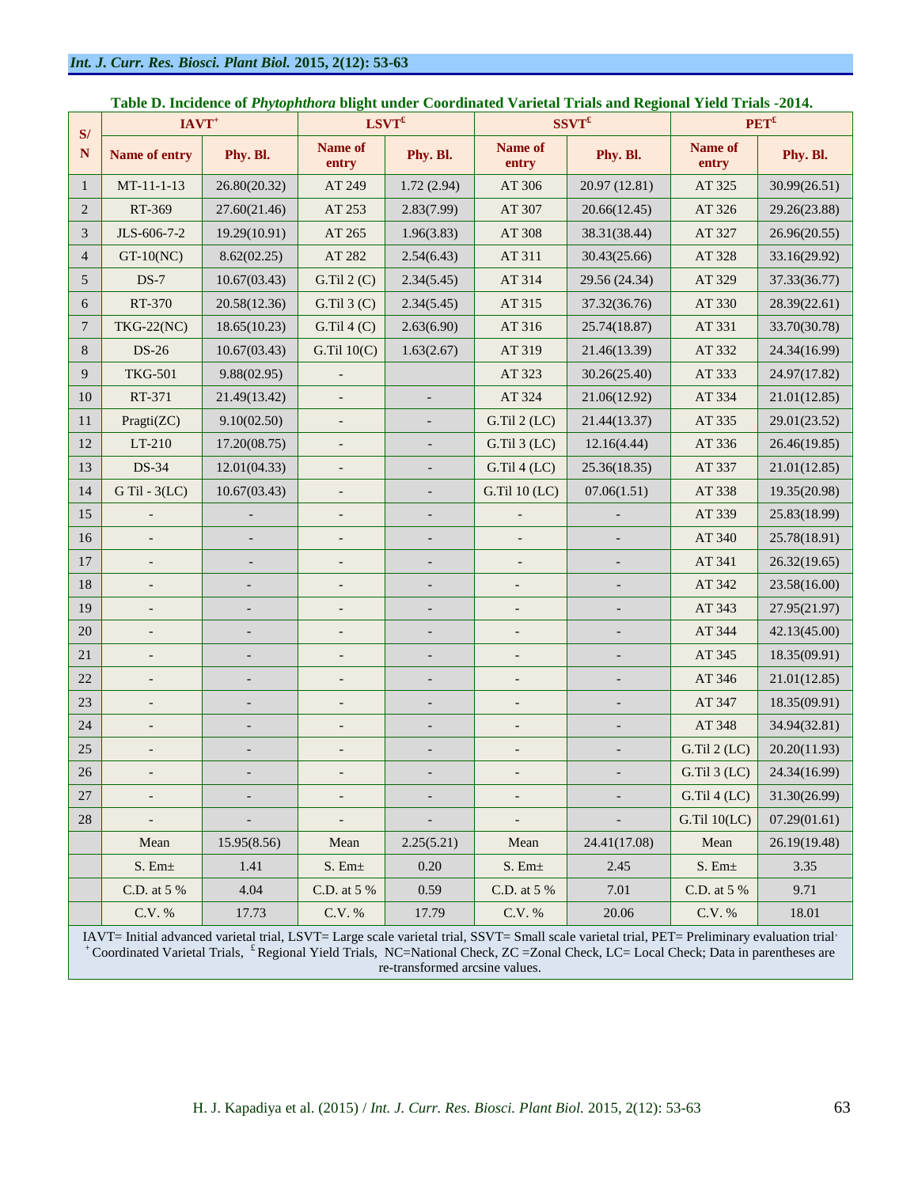**Table D. Incidence of *Phytophthora* blight under Coordinated Varietal Trials and Regional Yield Trials -2014.**

| S/N | IAVT[+] | | LSVT[£] | | SSVT[£] | | PET[£] | |
|---|---|---|---|---|---|---|---|---|
| | Name of entry | Phy. Bl. | Name of entry | Phy. Bl. | Name of entry | Phy. Bl. | Name of entry | Phy. Bl. |
| 1 | MT-11-1-13 | 26.80(20.32) | AT 249 | 1.72 (2.94) | AT 306 | 20.97 (12.81) | AT 325 | 30.99(26.51) |
| 2 | RT-369 | 27.60(21.46) | AT 253 | 2.83(7.99) | AT 307 | 20.66(12.45) | AT 326 | 29.26(23.88) |
| 3 | JLS-606-7-2 | 19.29(10.91) | AT 265 | 1.96(3.83) | AT 308 | 38.31(38.44) | AT 327 | 26.96(20.55) |
| 4 | GT-10(NC) | 8.62(02.25) | AT 282 | 2.54(6.43) | AT 311 | 30.43(25.66) | AT 328 | 33.16(29.92) |
| 5 | DS-7 | 10.67(03.43) | G.Til 2 (C) | 2.34(5.45) | AT 314 | 29.56 (24.34) | AT 329 | 37.33(36.77) |
| 6 | RT-370 | 20.58(12.36) | G.Til 3 (C) | 2.34(5.45) | AT 315 | 37.32(36.76) | AT 330 | 28.39(22.61) |
| 7 | TKG-22(NC) | 18.65(10.23) | G.Til 4 (C) | 2.63(6.90) | AT 316 | 25.74(18.87) | AT 331 | 33.70(30.78) |
| 8 | DS-26 | 10.67(03.43) | G.Til 10(C) | 1.63(2.67) | AT 319 | 21.46(13.39) | AT 332 | 24.34(16.99) |
| 9 | TKG-501 | 9.88(02.95) | - | | AT 323 | 30.26(25.40) | AT 333 | 24.97(17.82) |
| 10 | RT-371 | 21.49(13.42) | - | - | AT 324 | 21.06(12.92) | AT 334 | 21.01(12.85) |
| 11 | Pragti(ZC) | 9.10(02.50) | - | - | G.Til 2 (LC) | 21.44(13.37) | AT 335 | 29.01(23.52) |
| 12 | LT-210 | 17.20(08.75) | - | - | G.Til 3 (LC) | 12.16(4.44) | AT 336 | 26.46(19.85) |
| 13 | DS-34 | 12.01(04.33) | - | - | G.Til 4 (LC) | 25.36(18.35) | AT 337 | 21.01(12.85) |
| 14 | G Til - 3(LC) | 10.67(03.43) | - | - | G.Til 10 (LC) | 07.06(1.51) | AT 338 | 19.35(20.98) |
| 15 | - | - | - | - | - | - | AT 339 | 25.83(18.99) |
| 16 | - | - | - | - | - | - | AT 340 | 25.78(18.91) |
| 17 | - | - | - | - | - | - | AT 341 | 26.32(19.65) |
| 18 | - | - | - | - | - | - | AT 342 | 23.58(16.00) |
| 19 | - | - | - | - | - | - | AT 343 | 27.95(21.97) |
| 20 | - | - | - | - | - | - | AT 344 | 42.13(45.00) |
| 21 | - | - | - | - | - | - | AT 345 | 18.35(09.91) |
| 22 | - | - | - | - | - | - | AT 346 | 21.01(12.85) |
| 23 | - | - | - | - | - | - | AT 347 | 18.35(09.91) |
| 24 | - | - | - | - | - | - | AT 348 | 34.94(32.81) |
| 25 | - | - | - | - | - | - | G.Til 2 (LC) | 20.20(11.93) |
| 26 | - | - | - | - | - | - | G.Til 3 (LC) | 24.34(16.99) |
| 27 | - | - | - | - | - | - | G.Til 4 (LC) | 31.30(26.99) |
| 28 | - | - | - | - | - | - | G.Til 10(LC) | 07.29(01.61) |
| | Mean | 15.95(8.56) | Mean | 2.25(5.21) | Mean | 24.41(17.08) | Mean | 26.19(19.48) |
| | S. Em± | 1.41 | S. Em± | 0.20 | S. Em± | 2.45 | S. Em± | 3.35 |
| | C.D. at 5 % | 4.04 | C.D. at 5 % | 0.59 | C.D. at 5 % | 7.01 | C.D. at 5 % | 9.71 |
| | C.V. % | 17.73 | C.V. % | 17.79 | C.V. % | 20.06 | C.V. % | 18.01 |

IAVT= Initial advanced varietal trial, LSVT= Large scale varietal trial, SSVT= Small scale varietal trial, PET= Preliminary evaluation trial. [+] Coordinated Varietal Trials, [£] Regional Yield Trials, NC=National Check, ZC =Zonal Check, LC= Local Check; Data in parentheses are re-transformed arcsine values.